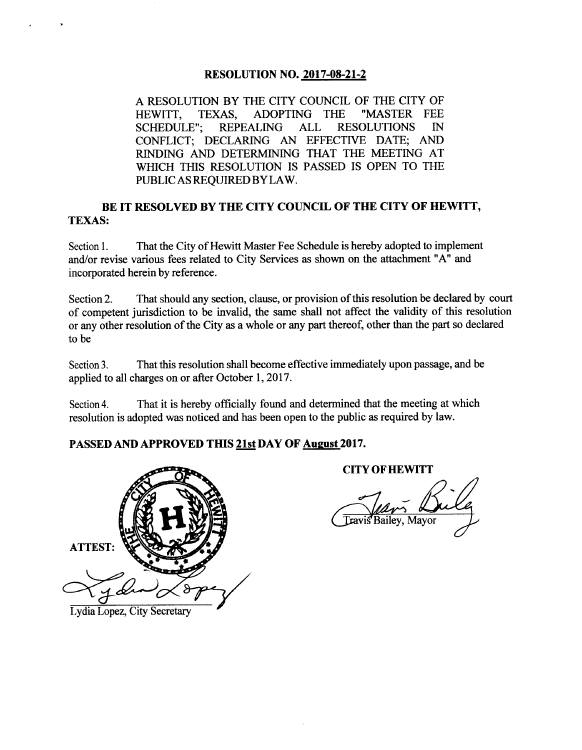# RESOLUTION NO. 2017-08-21-2

A RESOLUTION BY THE CITY COUNCIL OF THE CITY OF HEWITT, TEXAS, ADOPTING THE "MASTER FEE SCHEDULE"; REPEALING ALL RESOLUTIONS IN CONFLICT; DECLARING AN EFFECTIVE DATE; AND RINDING AND DETERMINING THAT THE MEETING AT WHICH THIS RESOLUTION IS PASSED IS OPEN TO THE PUBLIC AS REQUIRED BY LAW.

**BE IT RESOLVED BY THE CITY COUNCIL OF THE CITY OF HEWITT, TEXAS:**

Section 1. That the City of Hewitt Master Fee Schedule is hereby adopted to implement and/or revise various fees related to City Services as shown on the attachment "A" and incorporated herein by reference.

Section 2. That should any section, clause, or provision of this resolution be declared by court of competent jurisdiction to be invalid, the same shall not affect the validity of this resolution or any other resolution of the City as a whole or any part thereof, other than the part so declared to be

Section 3. That this resolution shall become effective immediately upon passage, and be applied to all charges on or after October 1, 2017.

Section 4. That it is hereby officially found and determined that the meeting at which resolution is adopted was noticed and has been open to the public as required by law.

**PASSED AND APPROVED THIS 21st DAY OF August 2017.**

**CITY OF HEWITT**

Travis Bailey, Mayor

ATTEST:

Lydia Lopez, City Secretary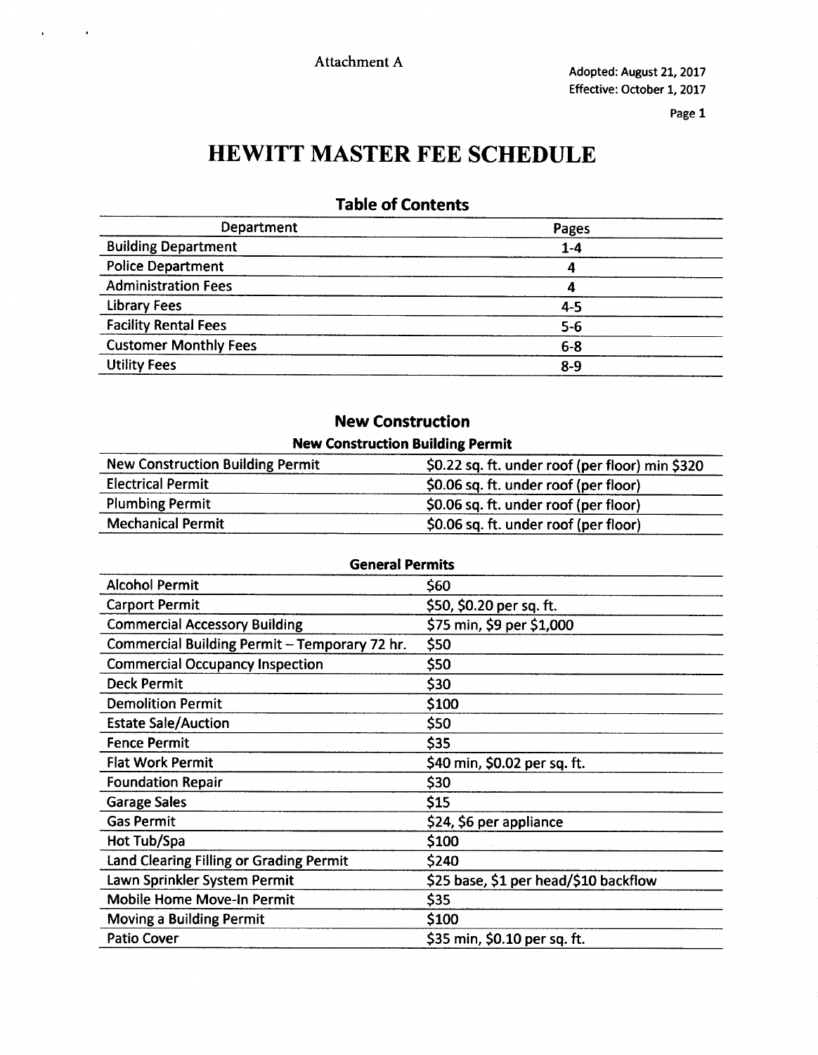Attachment A

Adopted: August 21, 2017
Effective: October 1, 2017

# HEWITT MASTER FEE SCHEDULE

## Table of Contents

| Department | Pages |
| --- | --- |
| Building Department | 1-4 |
| Police Department | 4 |
| Administration Fees | 4 |
| Library Fees | 4-5 |
| Facility Rental Fees | 5-6 |
| Customer Monthly Fees | 6-8 |
| Utility Fees | 8-9 |

## New Construction

### New Construction Building Permit

| New Construction Building Permit | $0.22 sq. ft. under roof (per floor) min $320 |
| --- | --- |
| Electrical Permit | $0.06 sq. ft. under roof (per floor) |
| Plumbing Permit | $0.06 sq. ft. under roof (per floor) |
| Mechanical Permit | $0.06 sq. ft. under roof (per floor) |

### General Permits

| Alcohol Permit | $60 |
| --- | --- |
| Carport Permit | $50, $0.20 per sq. ft. |
| Commercial Accessory Building | $75 min, $9 per $1,000 |
| Commercial Building Permit – Temporary 72 hr. | $50 |
| Commercial Occupancy Inspection | $50 |
| Deck Permit | $30 |
| Demolition Permit | $100 |
| Estate Sale/Auction | $50 |
| Fence Permit | $35 |
| Flat Work Permit | $40 min, $0.02 per sq. ft. |
| Foundation Repair | $30 |
| Garage Sales | $15 |
| Gas Permit | $24, $6 per appliance |
| Hot Tub/Spa | $100 |
| Land Clearing Filling or Grading Permit | $240 |
| Lawn Sprinkler System Permit | $25 base, $1 per head/$10 backflow |
| Mobile Home Move-In Permit | $35 |
| Moving a Building Permit | $100 |
| Patio Cover | $35 min, $0.10 per sq. ft. |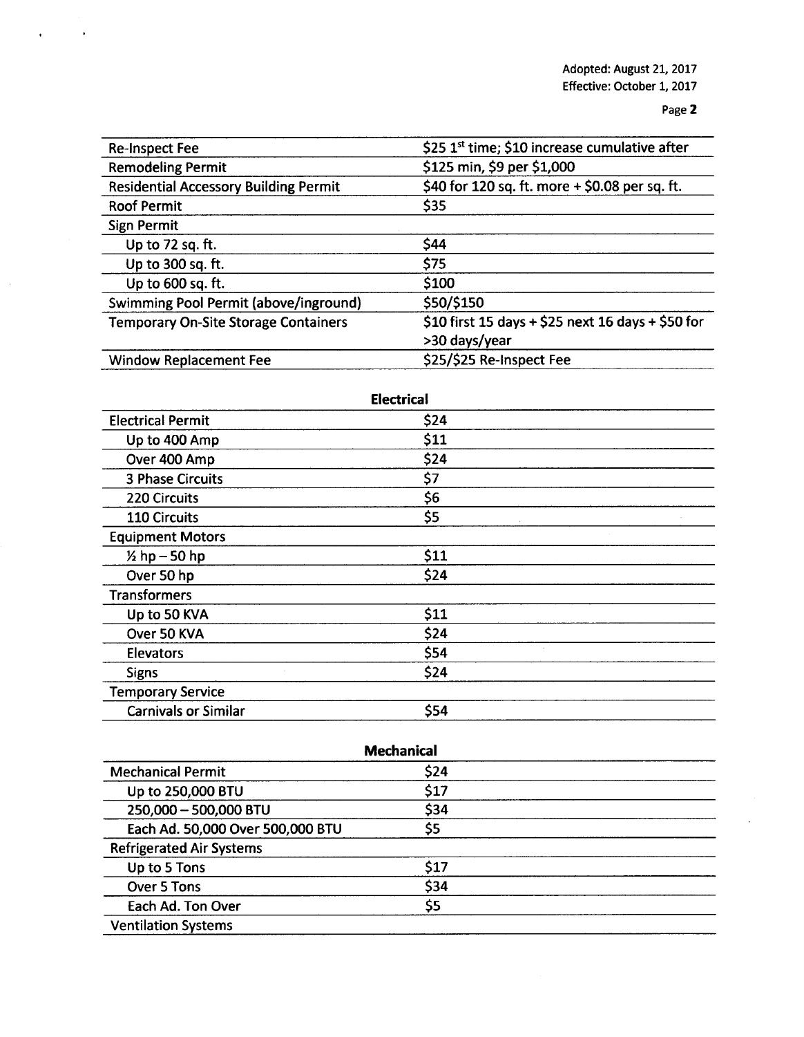| | |
|---|---|
| Re-Inspect Fee | $25 1st time; $10 increase cumulative after |
| Remodeling Permit | $125 min, $9 per $1,000 |
| Residential Accessory Building Permit | $40 for 120 sq. ft. more + $0.08 per sq. ft. |
| Roof Permit | $35 |
| Sign Permit | |
| Up to 72 sq. ft. | $44 |
| Up to 300 sq. ft. | $75 |
| Up to 600 sq. ft. | $100 |
| Swimming Pool Permit (above/inground) | $50/$150 |
| Temporary On-Site Storage Containers | $10 first 15 days + $25 next 16 days + $50 for >30 days/year |
| Window Replacement Fee | $25/$25 Re-Inspect Fee |

**Electrical**

| | |
|---|---|
| Electrical Permit | $24 |
| Up to 400 Amp | $11 |
| Over 400 Amp | $24 |
| 3 Phase Circuits | $7 |
| 220 Circuits | $6 |
| 110 Circuits | $5 |
| Equipment Motors | |
| ½ hp – 50 hp | $11 |
| Over 50 hp | $24 |
| Transformers | |
| Up to 50 KVA | $11 |
| Over 50 KVA | $24 |
| Elevators | $54 |
| Signs | $24 |
| Temporary Service | |
| Carnivals or Similar | $54 |

**Mechanical**

| | |
|---|---|
| Mechanical Permit | $24 |
| Up to 250,000 BTU | $17 |
| 250,000 – 500,000 BTU | $34 |
| Each Ad. 50,000 Over 500,000 BTU | $5 |
| Refrigerated Air Systems | |
| Up to 5 Tons | $17 |
| Over 5 Tons | $34 |
| Each Ad. Ton Over | $5 |
| Ventilation Systems | |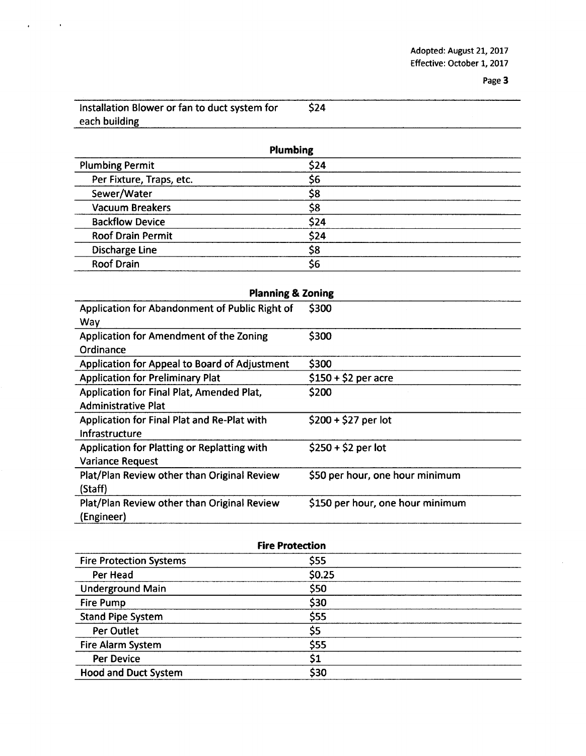| Installation Blower or fan to duct system for each building | $24 |
|---|---|

| Plumbing | |
|---|---|
| Plumbing Permit | $24 |
| Per Fixture, Traps, etc. | $6 |
| Sewer/Water | $8 |
| Vacuum Breakers | $8 |
| Backflow Device | $24 |
| Roof Drain Permit | $24 |
| Discharge Line | $8 |
| Roof Drain | $6 |

| Planning & Zoning | |
|---|---|
| Application for Abandonment of Public Right of Way | $300 |
| Application for Amendment of the Zoning Ordinance | $300 |
| Application for Appeal to Board of Adjustment | $300 |
| Application for Preliminary Plat | $150 + $2 per acre |
| Application for Final Plat, Amended Plat, Administrative Plat | $200 |
| Application for Final Plat and Re-Plat with Infrastructure | $200 + $27 per lot |
| Application for Platting or Replatting with Variance Request | $250 + $2 per lot |
| Plat/Plan Review other than Original Review (Staff) | $50 per hour, one hour minimum |
| Plat/Plan Review other than Original Review (Engineer) | $150 per hour, one hour minimum |

| Fire Protection | |
|---|---|
| Fire Protection Systems | $55 |
| Per Head | $0.25 |
| Underground Main | $50 |
| Fire Pump | $30 |
| Stand Pipe System | $55 |
| Per Outlet | $5 |
| Fire Alarm System | $55 |
| Per Device | $1 |
| Hood and Duct System | $30 |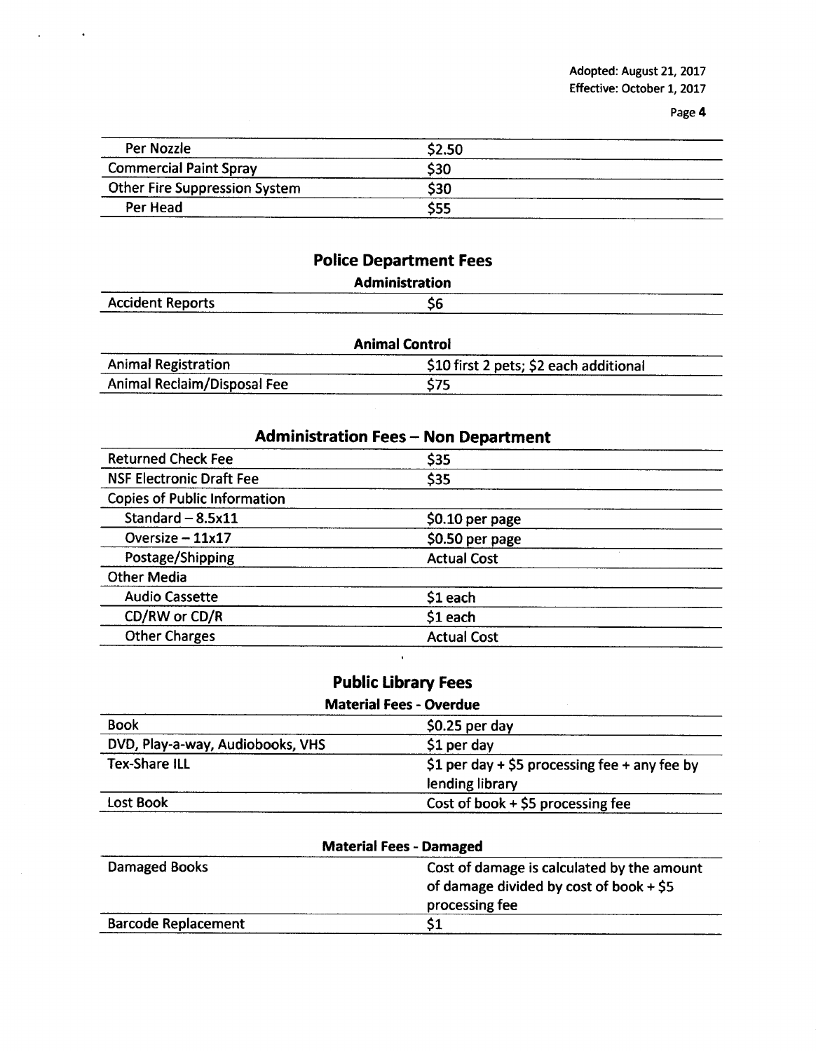| | |
|---|---|
| Per Nozzle | $2.50 |
| Commercial Paint Spray | $30 |
| Other Fire Suppression System | $30 |
| Per Head | $55 |

## Police Department Fees

### Administration

| | |
|---|---|
| Accident Reports | $6 |

### Animal Control

| | |
|---|---|
| Animal Registration | $10 first 2 pets; $2 each additional |
| Animal Reclaim/Disposal Fee | $75 |

## Administration Fees – Non Department

| | |
|---|---|
| Returned Check Fee | $35 |
| NSF Electronic Draft Fee | $35 |
| Copies of Public Information | |
| Standard – 8.5x11 | $0.10 per page |
| Oversize – 11x17 | $0.50 per page |
| Postage/Shipping | Actual Cost |
| Other Media | |
| Audio Cassette | $1 each |
| CD/RW or CD/R | $1 each |
| Other Charges | Actual Cost |

## Public Library Fees

### Material Fees - Overdue

| | |
|---|---|
| Book | $0.25 per day |
| DVD, Play-a-way, Audiobooks, VHS | $1 per day |
| Tex-Share ILL | $1 per day + $5 processing fee + any fee by lending library |
| Lost Book | Cost of book + $5 processing fee |

### Material Fees - Damaged

| | |
|---|---|
| Damaged Books | Cost of damage is calculated by the amount of damage divided by cost of book + $5 processing fee |
| Barcode Replacement | $1 |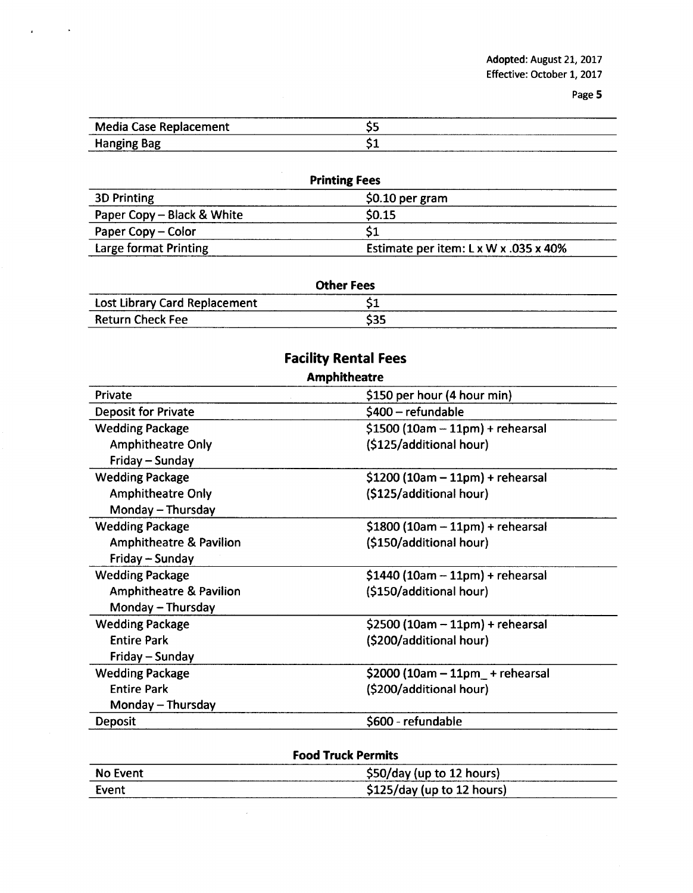| Media Case Replacement | $5 |
|---|---|
| Hanging Bag | $1 |

**Printing Fees**

| 3D Printing | $0.10 per gram |
|---|---|
| Paper Copy – Black & White | $0.15 |
| Paper Copy – Color | $1 |
| Large format Printing | Estimate per item: L x W x .035 x 40% |

**Other Fees**

| Lost Library Card Replacement | $1 |
|---|---|
| Return Check Fee | $35 |

## Facility Rental Fees

**Amphitheatre**

| Private | $150 per hour (4 hour min) |
|---|---|
| Deposit for Private | $400 – refundable |
| Wedding Package<br>Amphitheatre Only<br>Friday – Sunday | $1500 (10am – 11pm) + rehearsal<br>($125/additional hour) |
| Wedding Package<br>Amphitheatre Only<br>Monday – Thursday | $1200 (10am – 11pm) + rehearsal<br>($125/additional hour) |
| Wedding Package<br>Amphitheatre & Pavilion<br>Friday – Sunday | $1800 (10am – 11pm) + rehearsal<br>($150/additional hour) |
| Wedding Package<br>Amphitheatre & Pavilion<br>Monday – Thursday | $1440 (10am – 11pm) + rehearsal<br>($150/additional hour) |
| Wedding Package<br>Entire Park<br>Friday – Sunday | $2500 (10am – 11pm) + rehearsal<br>($200/additional hour) |
| Wedding Package<br>Entire Park<br>Monday – Thursday | $2000 (10am – 11pm_ + rehearsal<br>($200/additional hour) |
| Deposit | $600 - refundable |

**Food Truck Permits**

| No Event | $50/day (up to 12 hours) |
|---|---|
| Event | $125/day (up to 12 hours) |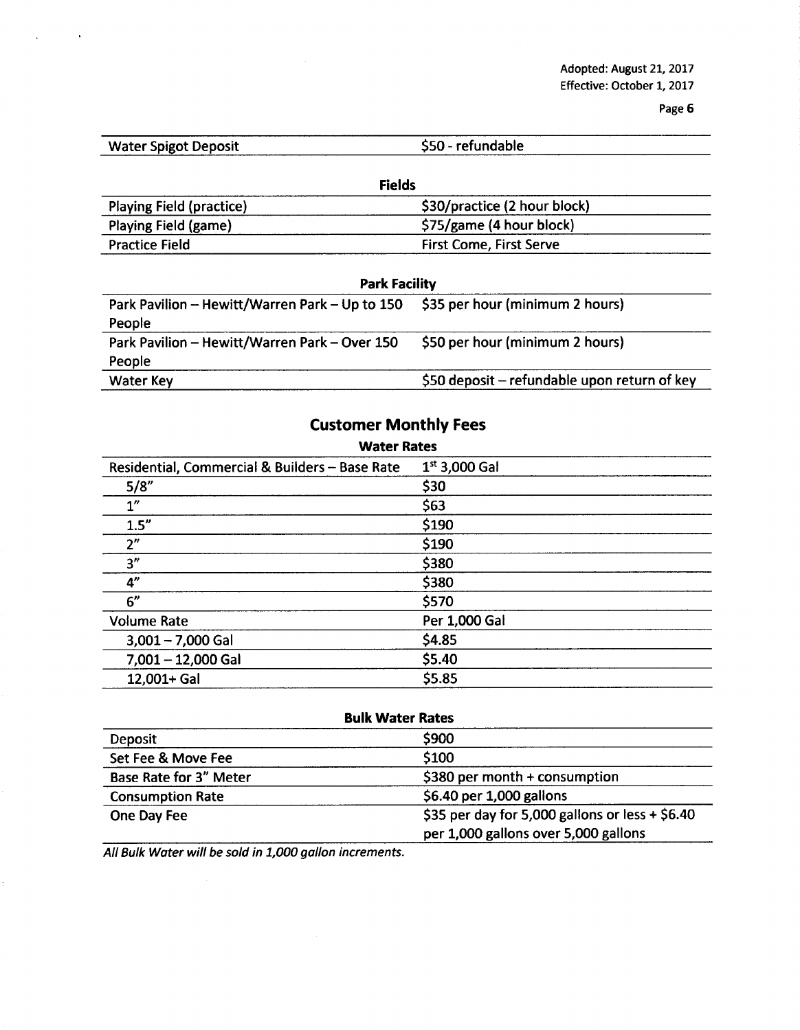| Water Spigot Deposit | \$50 - refundable |
|---|---|

**Fields**

| | |
|---|---|
| Playing Field (practice) | \$30/practice (2 hour block) |
| Playing Field (game) | \$75/game (4 hour block) |
| Practice Field | First Come, First Serve |

**Park Facility**

| | |
|---|---|
| Park Pavilion – Hewitt/Warren Park – Up to 150 People | \$35 per hour (minimum 2 hours) |
| Park Pavilion – Hewitt/Warren Park – Over 150 People | \$50 per hour (minimum 2 hours) |
| Water Key | \$50 deposit – refundable upon return of key |

## Customer Monthly Fees

**Water Rates**

| Residential, Commercial & Builders – Base Rate | 1st 3,000 Gal |
|---|---|
| 5/8" | \$30 |
| 1" | \$63 |
| 1.5" | \$190 |
| 2" | \$190 |
| 3" | \$380 |
| 4" | \$380 |
| 6" | \$570 |
| Volume Rate | Per 1,000 Gal |
| 3,001 – 7,000 Gal | \$4.85 |
| 7,001 – 12,000 Gal | \$5.40 |
| 12,001+ Gal | \$5.85 |

**Bulk Water Rates**

| | |
|---|---|
| Deposit | \$900 |
| Set Fee & Move Fee | \$100 |
| Base Rate for 3" Meter | \$380 per month + consumption |
| Consumption Rate | \$6.40 per 1,000 gallons |
| One Day Fee | \$35 per day for 5,000 gallons or less + \$6.40 per 1,000 gallons over 5,000 gallons |

*All Bulk Water will be sold in 1,000 gallon increments.*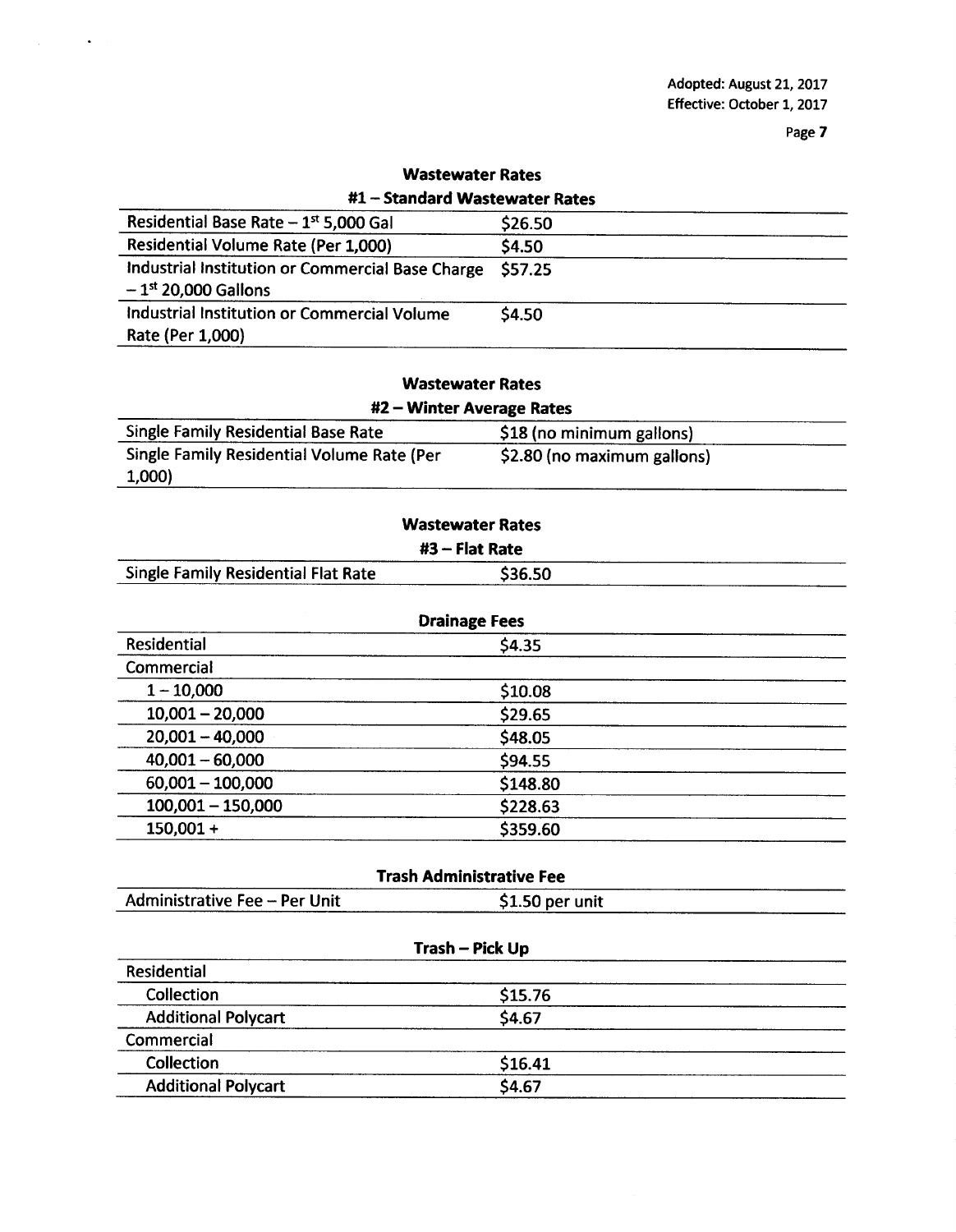Adopted: August 21, 2017
Effective: October 1, 2017

## Wastewater Rates

### #1 – Standard Wastewater Rates

| | |
|---|---|
| Residential Base Rate – 1st 5,000 Gal | $26.50 |
| Residential Volume Rate (Per 1,000) | $4.50 |
| Industrial Institution or Commercial Base Charge – 1st 20,000 Gallons | $57.25 |
| Industrial Institution or Commercial Volume Rate (Per 1,000) | $4.50 |

## Wastewater Rates

### #2 – Winter Average Rates

| | |
|---|---|
| Single Family Residential Base Rate | $18 (no minimum gallons) |
| Single Family Residential Volume Rate (Per 1,000) | $2.80 (no maximum gallons) |

## Wastewater Rates

### #3 – Flat Rate

| | |
|---|---|
| Single Family Residential Flat Rate | $36.50 |

## Drainage Fees

| | |
|---|---|
| Residential | $4.35 |
| Commercial | |
| 1 – 10,000 | $10.08 |
| 10,001 – 20,000 | $29.65 |
| 20,001 – 40,000 | $48.05 |
| 40,001 – 60,000 | $94.55 |
| 60,001 – 100,000 | $148.80 |
| 100,001 – 150,000 | $228.63 |
| 150,001 + | $359.60 |

## Trash Administrative Fee

| | |
|---|---|
| Administrative Fee – Per Unit | $1.50 per unit |

## Trash – Pick Up

| | |
|---|---|
| Residential | |
| Collection | $15.76 |
| Additional Polycart | $4.67 |
| Commercial | |
| Collection | $16.41 |
| Additional Polycart | $4.67 |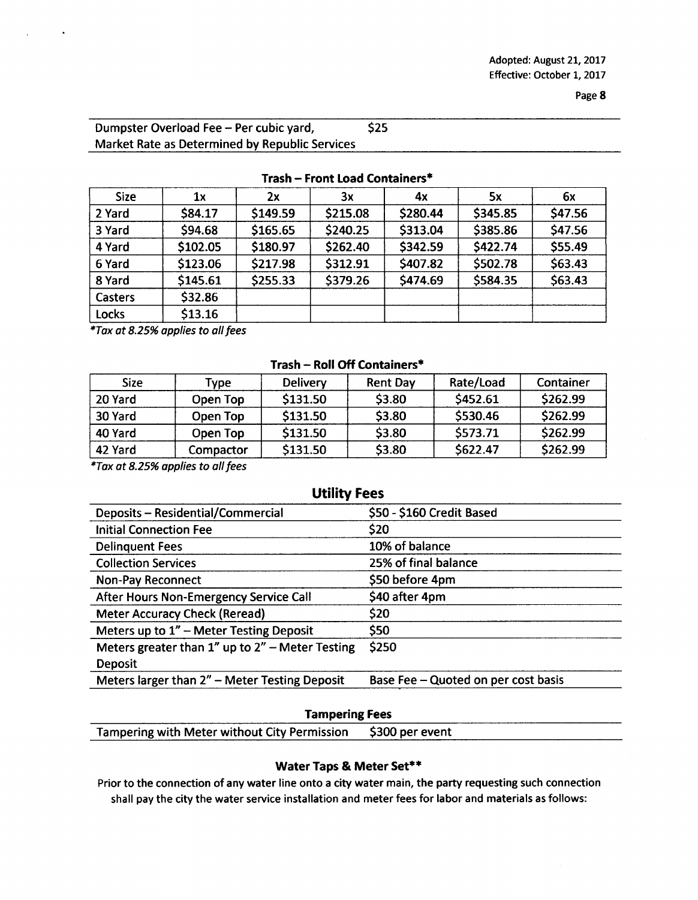Adopted: August 21, 2017
Effective: October 1, 2017

| Dumpster Overload Fee – Per cubic yard, Market Rate as Determined by Republic Services | $25 |
|---|---|

**Trash – Front Load Containers***

| Size | 1x | 2x | 3x | 4x | 5x | 6x |
|---|---|---|---|---|---|---|
| 2 Yard | $84.17 | $149.59 | $215.08 | $280.44 | $345.85 | $47.56 |
| 3 Yard | $94.68 | $165.65 | $240.25 | $313.04 | $385.86 | $47.56 |
| 4 Yard | $102.05 | $180.97 | $262.40 | $342.59 | $422.74 | $55.49 |
| 6 Yard | $123.06 | $217.98 | $312.91 | $407.82 | $502.78 | $63.43 |
| 8 Yard | $145.61 | $255.33 | $379.26 | $474.69 | $584.35 | $63.43 |
| Casters | $32.86 | | | | | |
| Locks | $13.16 | | | | | |

*\*Tax at 8.25% applies to all fees*

**Trash – Roll Off Containers***

| Size | Type | Delivery | Rent Day | Rate/Load | Container |
|---|---|---|---|---|---|
| 20 Yard | Open Top | $131.50 | $3.80 | $452.61 | $262.99 |
| 30 Yard | Open Top | $131.50 | $3.80 | $530.46 | $262.99 |
| 40 Yard | Open Top | $131.50 | $3.80 | $573.71 | $262.99 |
| 42 Yard | Compactor | $131.50 | $3.80 | $622.47 | $262.99 |

*\*Tax at 8.25% applies to all fees*

## Utility Fees

| | |
|---|---|
| Deposits – Residential/Commercial | $50 - $160 Credit Based |
| Initial Connection Fee | $20 |
| Delinquent Fees | 10% of balance |
| Collection Services | 25% of final balance |
| Non-Pay Reconnect | $50 before 4pm |
| After Hours Non-Emergency Service Call | $40 after 4pm |
| Meter Accuracy Check (Reread) | $20 |
| Meters up to 1" – Meter Testing Deposit | $50 |
| Meters greater than 1" up to 2" – Meter Testing Deposit | $250 |
| Meters larger than 2" – Meter Testing Deposit | Base Fee – Quoted on per cost basis |

**Tampering Fees**

| | |
|---|---|
| Tampering with Meter without City Permission | $300 per event |

**Water Taps & Meter Set****

Prior to the connection of any water line onto a city water main, the party requesting such connection shall pay the city the water service installation and meter fees for labor and materials as follows: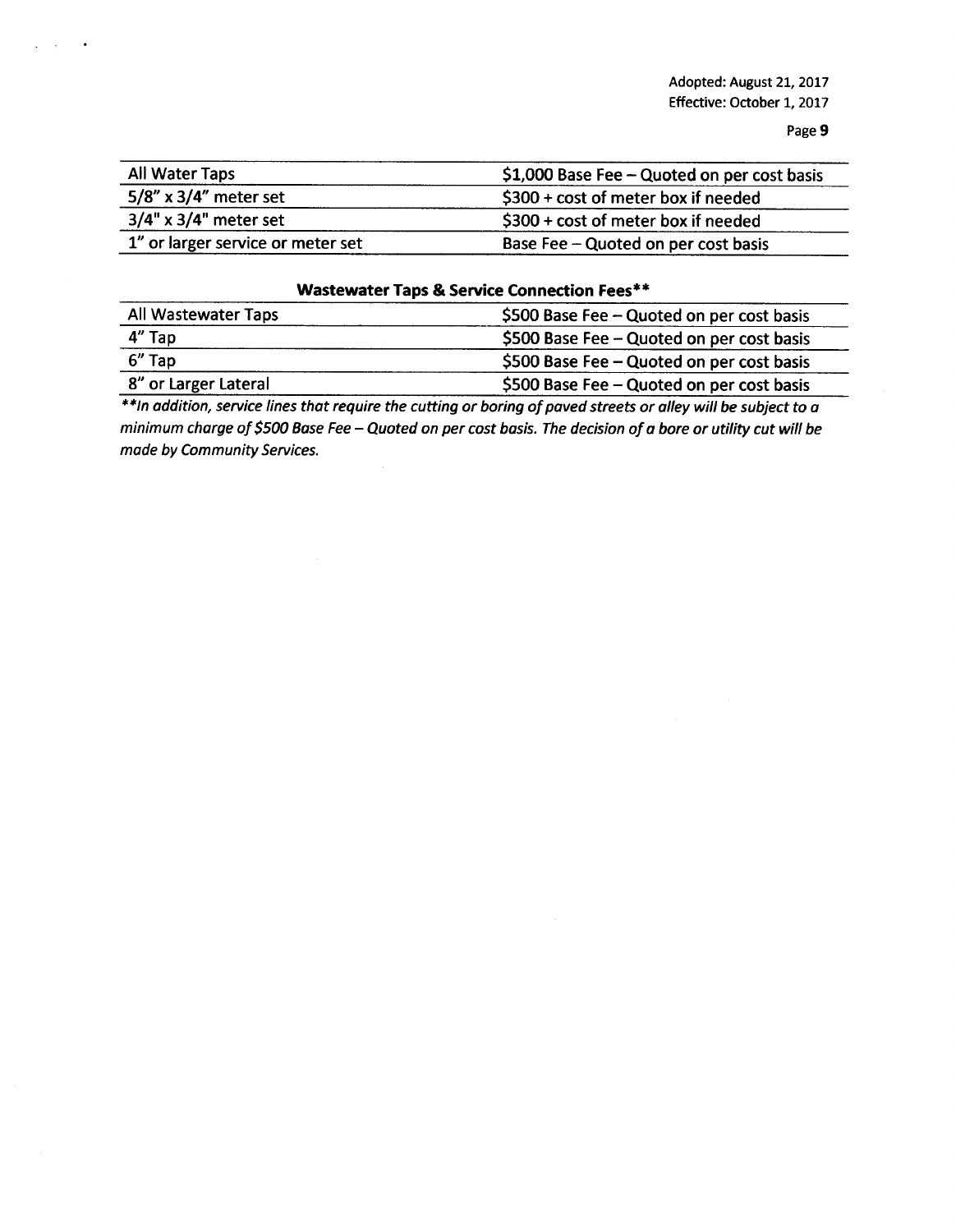Adopted: August 21, 2017
Effective: October 1, 2017

| | |
|---|---|
| All Water Taps | $1,000 Base Fee – Quoted on per cost basis |
| 5/8" x 3/4" meter set | $300 + cost of meter box if needed |
| 3/4" x 3/4" meter set | $300 + cost of meter box if needed |
| 1" or larger service or meter set | Base Fee – Quoted on per cost basis |

### Wastewater Taps & Service Connection Fees**

| | |
|---|---|
| All Wastewater Taps | $500 Base Fee – Quoted on per cost basis |
| 4" Tap | $500 Base Fee – Quoted on per cost basis |
| 6" Tap | $500 Base Fee – Quoted on per cost basis |
| 8" or Larger Lateral | $500 Base Fee – Quoted on per cost basis |

*\*\*In addition, service lines that require the cutting or boring of paved streets or alley will be subject to a minimum charge of $500 Base Fee – Quoted on per cost basis. The decision of a bore or utility cut will be made by Community Services.*